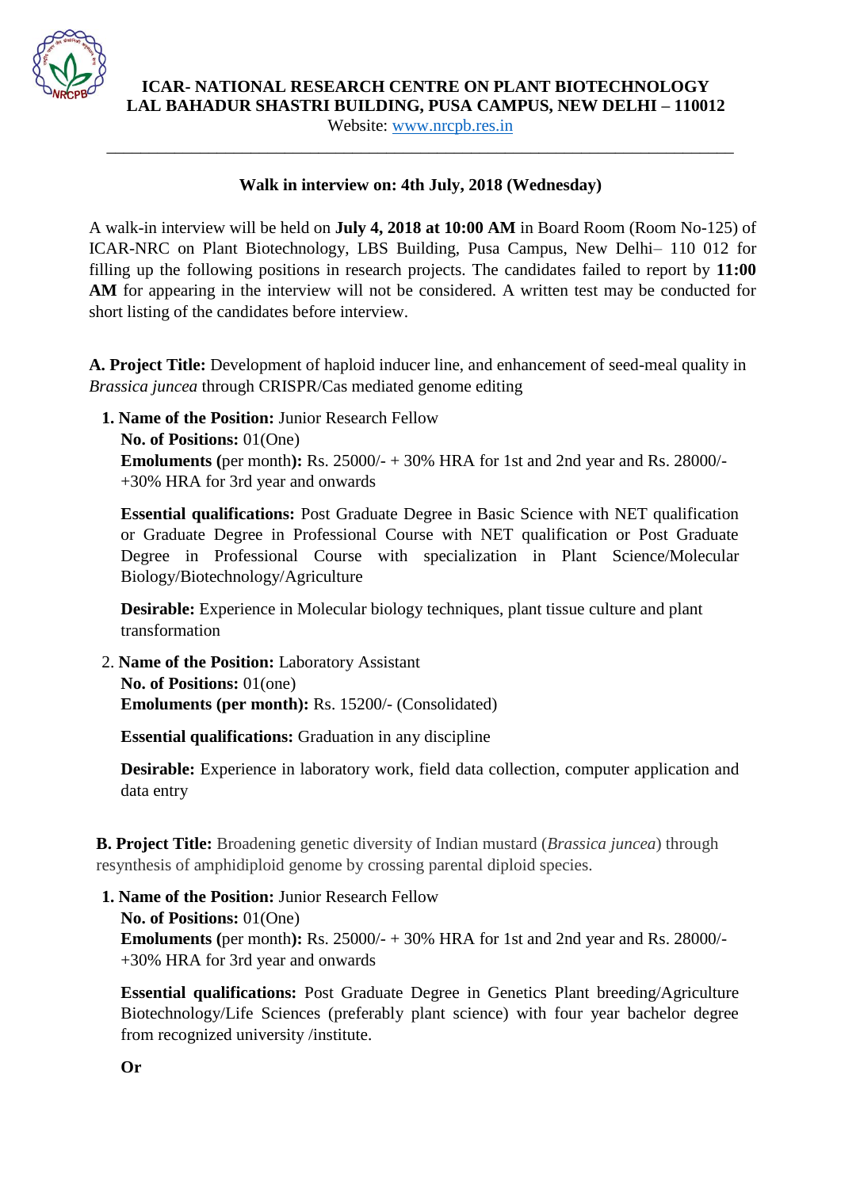# ICAR- NATIONAL RESEARCH CENTRE ON PLANT BIOTECHNOLOGY
## LAL BAHADUR SHASTRI BUILDING, PUSA CAMPUS, NEW DELHI – 110012

Website: www.nrcpb.res.in

---

**Walk in interview on: 4th July, 2018 (Wednesday)**

A walk-in interview will be held on **July 4, 2018 at 10:00 AM** in Board Room (Room No-125) of ICAR-NRC on Plant Biotechnology, LBS Building, Pusa Campus, New Delhi– 110 012 for filling up the following positions in research projects. The candidates failed to report by **11:00 AM** for appearing in the interview will not be considered. A written test may be conducted for short listing of the candidates before interview.

**A. Project Title:** Development of haploid inducer line, and enhancement of seed-meal quality in *Brassica juncea* through CRISPR/Cas mediated genome editing

1. **Name of the Position:** Junior Research Fellow
   **No. of Positions:** 01(One)
   **Emoluments (**per month**):** Rs. 25000/- + 30% HRA for 1st and 2nd year and Rs. 28000/- +30% HRA for 3rd year and onwards

   **Essential qualifications:** Post Graduate Degree in Basic Science with NET qualification or Graduate Degree in Professional Course with NET qualification or Post Graduate Degree in Professional Course with specialization in Plant Science/Molecular Biology/Biotechnology/Agriculture

   **Desirable:** Experience in Molecular biology techniques, plant tissue culture and plant transformation

2. **Name of the Position:** Laboratory Assistant
   **No. of Positions:** 01(one)
   **Emoluments (per month):** Rs. 15200/- (Consolidated)

   **Essential qualifications:** Graduation in any discipline

   **Desirable:** Experience in laboratory work, field data collection, computer application and data entry

**B. Project Title:** Broadening genetic diversity of Indian mustard (*Brassica juncea*) through resynthesis of amphidiploid genome by crossing parental diploid species.

1. **Name of the Position:** Junior Research Fellow
   **No. of Positions:** 01(One)
   **Emoluments (**per month**):** Rs. 25000/- + 30% HRA for 1st and 2nd year and Rs. 28000/- +30% HRA for 3rd year and onwards

   **Essential qualifications:** Post Graduate Degree in Genetics Plant breeding/Agriculture Biotechnology/Life Sciences (preferably plant science) with four year bachelor degree from recognized university /institute.

   **Or**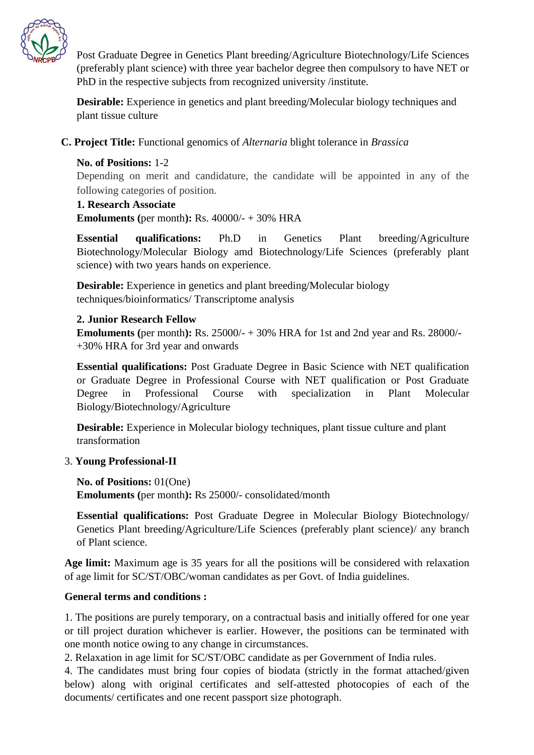Post Graduate Degree in Genetics Plant breeding/Agriculture Biotechnology/Life Sciences (preferably plant science) with three year bachelor degree then compulsory to have NET or PhD in the respective subjects from recognized university /institute.

**Desirable:** Experience in genetics and plant breeding/Molecular biology techniques and plant tissue culture

**C. Project Title:** Functional genomics of *Alternaria* blight tolerance in *Brassica*

**No. of Positions:** 1-2

Depending on merit and candidature, the candidate will be appointed in any of the following categories of position.

**1. Research Associate**

**Emoluments (**per month**):** Rs. 40000/- + 30% HRA

**Essential qualifications:** Ph.D in Genetics Plant breeding/Agriculture Biotechnology/Molecular Biology amd Biotechnology/Life Sciences (preferably plant science) with two years hands on experience.

**Desirable:** Experience in genetics and plant breeding/Molecular biology techniques/bioinformatics/ Transcriptome analysis

**2. Junior Research Fellow**

**Emoluments (**per month**):** Rs. 25000/- + 30% HRA for 1st and 2nd year and Rs. 28000/- +30% HRA for 3rd year and onwards

**Essential qualifications:** Post Graduate Degree in Basic Science with NET qualification or Graduate Degree in Professional Course with NET qualification or Post Graduate Degree in Professional Course with specialization in Plant Molecular Biology/Biotechnology/Agriculture

**Desirable:** Experience in Molecular biology techniques, plant tissue culture and plant transformation

3. **Young Professional-II**

**No. of Positions:** 01(One)

**Emoluments (**per month**):** Rs 25000/- consolidated/month

**Essential qualifications:** Post Graduate Degree in Molecular Biology Biotechnology/ Genetics Plant breeding/Agriculture/Life Sciences (preferably plant science)/ any branch of Plant science.

**Age limit:** Maximum age is 35 years for all the positions will be considered with relaxation of age limit for SC/ST/OBC/woman candidates as per Govt. of India guidelines.

**General terms and conditions :**

1. The positions are purely temporary, on a contractual basis and initially offered for one year or till project duration whichever is earlier. However, the positions can be terminated with one month notice owing to any change in circumstances.
2. Relaxation in age limit for SC/ST/OBC candidate as per Government of India rules.
4. The candidates must bring four copies of biodata (strictly in the format attached/given below) along with original certificates and self-attested photocopies of each of the documents/ certificates and one recent passport size photograph.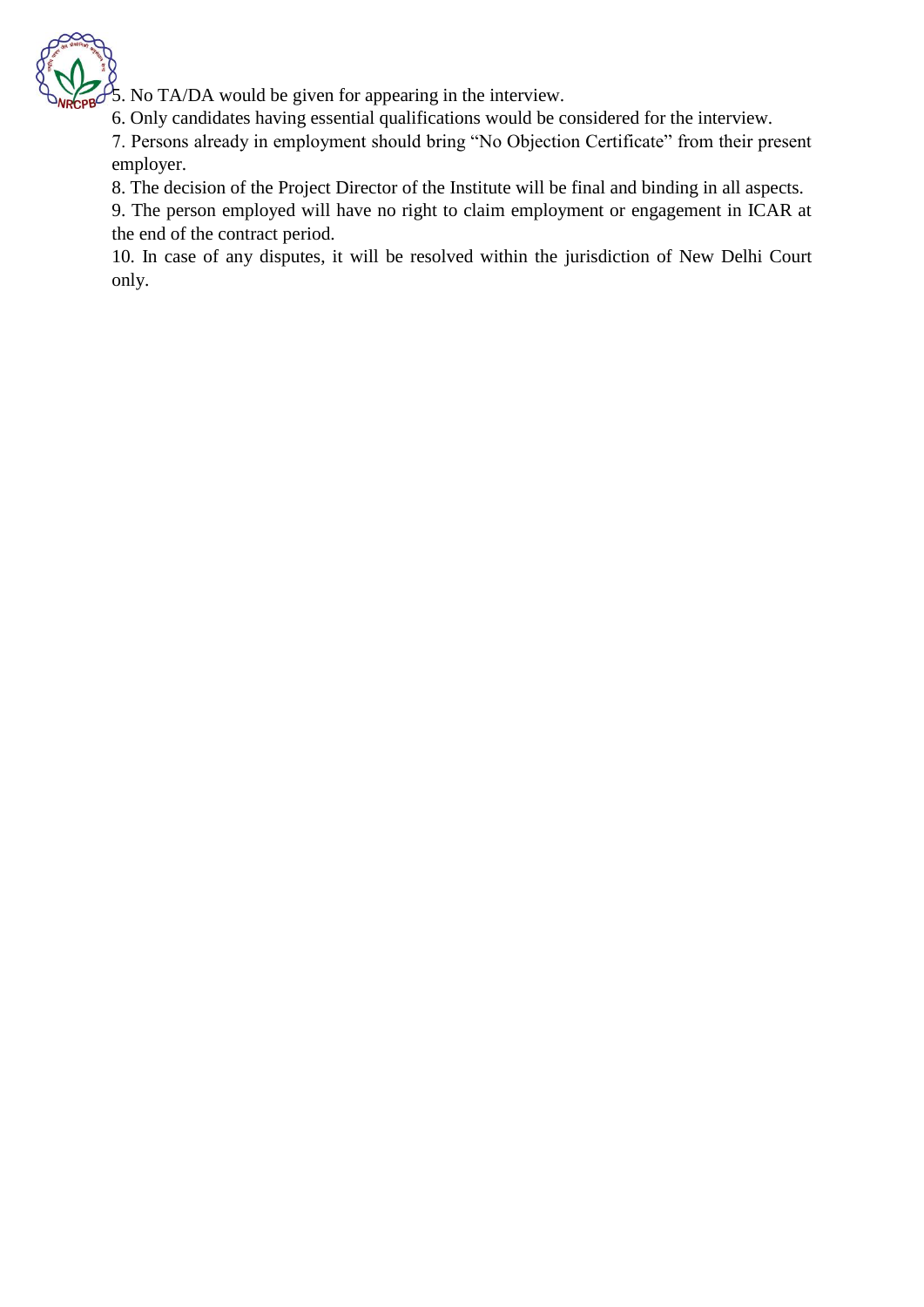5. No TA/DA would be given for appearing in the interview.
6. Only candidates having essential qualifications would be considered for the interview.
7. Persons already in employment should bring "No Objection Certificate" from their present employer.
8. The decision of the Project Director of the Institute will be final and binding in all aspects.
9. The person employed will have no right to claim employment or engagement in ICAR at the end of the contract period.
10. In case of any disputes, it will be resolved within the jurisdiction of New Delhi Court only.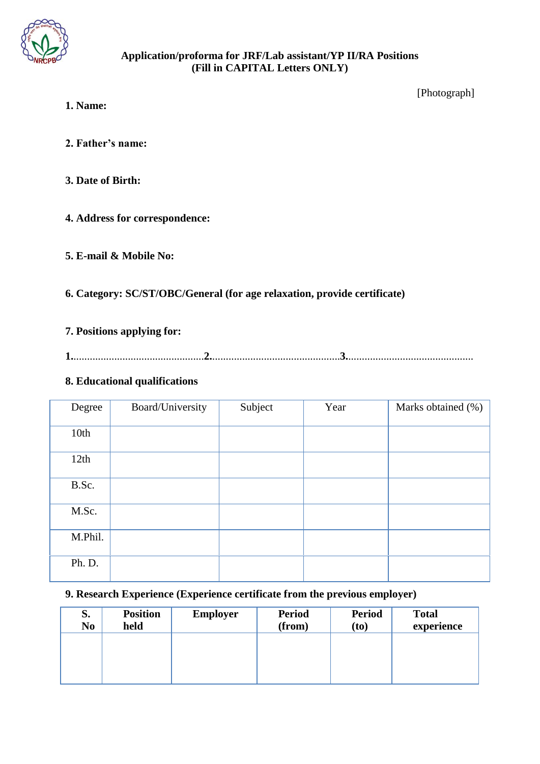**Application/proforma for JRF/Lab assistant/YP II/RA Positions**
**(Fill in CAPITAL Letters ONLY)**

[Photograph]

**1. Name:**

**2. Father's name:**

**3. Date of Birth:**

**4. Address for correspondence:**

**5. E-mail & Mobile No:**

**6. Category: SC/ST/OBC/General (for age relaxation, provide certificate)**

**7. Positions applying for:**

**1.**..............................................**2.**..............................................**3.**..............................................

**8. Educational qualifications**

| Degree | Board/University | Subject | Year | Marks obtained (%) |
|---|---|---|---|---|
| 10th | | | | |
| 12th | | | | |
| B.Sc. | | | | |
| M.Sc. | | | | |
| M.Phil. | | | | |
| Ph. D. | | | | |

**9. Research Experience (Experience certificate from the previous employer)**

| S. No | Position held | Employer | Period (from) | Period (to) | Total experience |
|---|---|---|---|---|---|
| | | | | | |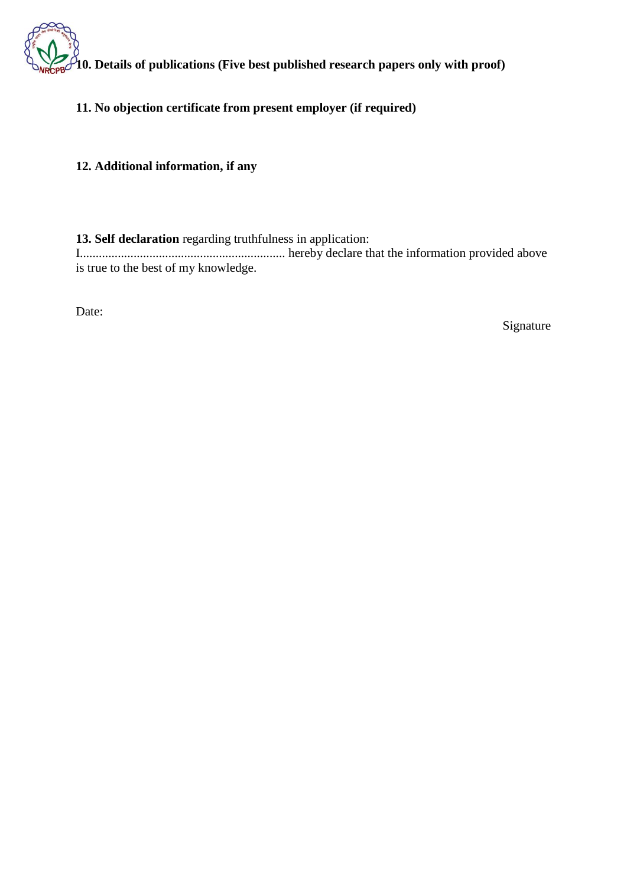**10. Details of publications (Five best published research papers only with proof)**

**11. No objection certificate from present employer (if required)**

**12. Additional information, if any**

**13. Self declaration** regarding truthfulness in application:
I................................................................. hereby declare that the information provided above is true to the best of my knowledge.

Date:

Signature